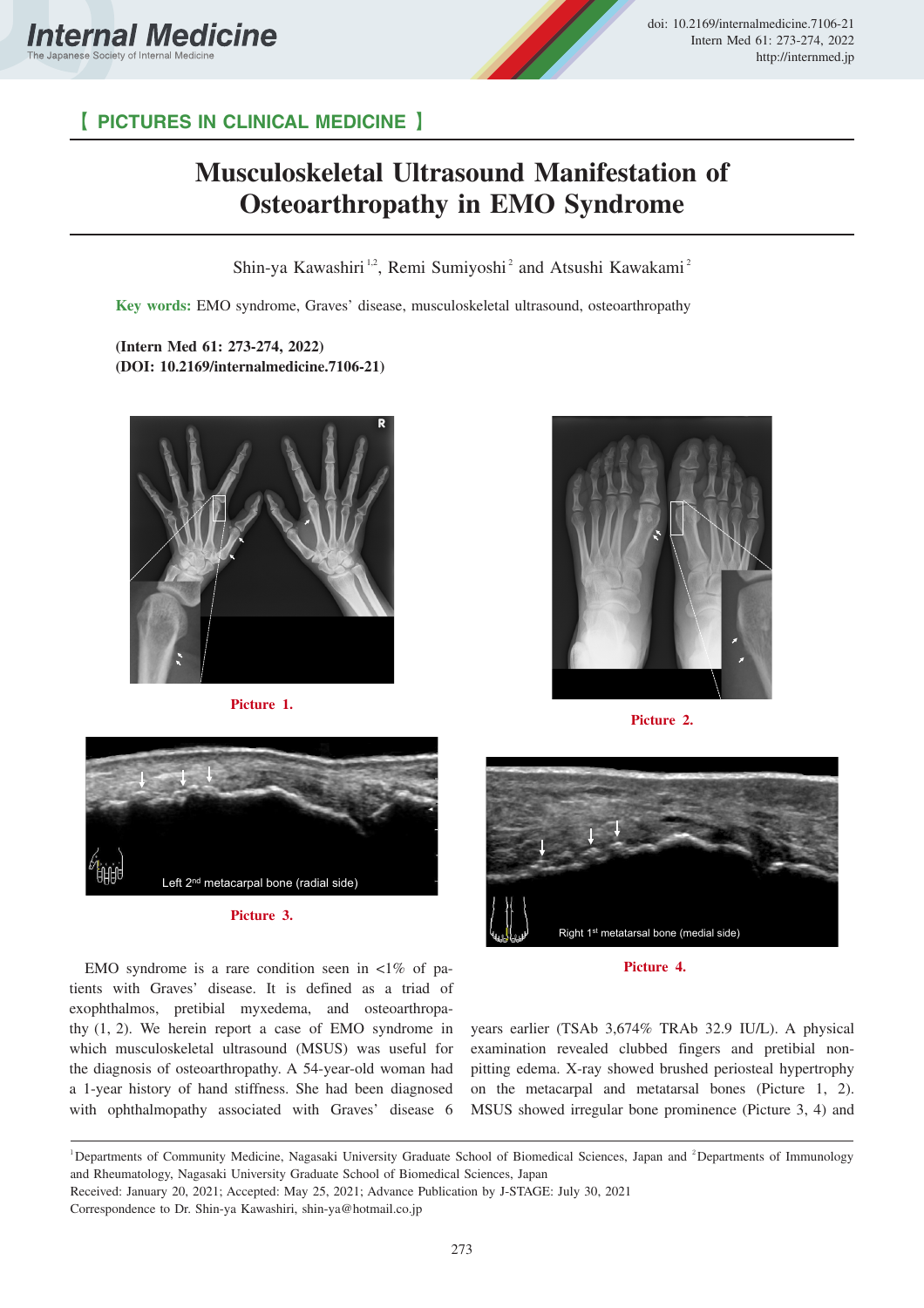【 PICTURES IN CLINICAL MEDICINE 】

# Musculoskeletal Ultrasound Manifestation of Osteoarthropathy in EMO Syndrome

Shin-ya Kawashiri[1,2], Remi Sumiyoshi[2] and Atsushi Kawakami[2]

**Key words:** EMO syndrome, Graves' disease, musculoskeletal ultrasound, osteoarthropathy

**(Intern Med 61: 273-274, 2022)**
**(DOI: 10.2169/internalmedicine.7106-21)**

Picture 1.

Picture 2.

Picture 3.

Picture 4.

EMO syndrome is a rare condition seen in <1% of patients with Graves' disease. It is defined as a triad of exophthalmos, pretibial myxedema, and osteoarthropathy (1, 2). We herein report a case of EMO syndrome in which musculoskeletal ultrasound (MSUS) was useful for the diagnosis of osteoarthropathy. A 54-year-old woman had a 1-year history of hand stiffness. She had been diagnosed with ophthalmopathy associated with Graves' disease 6 years earlier (TSAb 3,674% TRAb 32.9 IU/L). A physical examination revealed clubbed fingers and pretibial non-pitting edema. X-ray showed brushed periosteal hypertrophy on the metacarpal and metatarsal bones (Picture 1, 2). MSUS showed irregular bone prominence (Picture 3, 4) and

---

[1]Departments of Community Medicine, Nagasaki University Graduate School of Biomedical Sciences, Japan and [2]Departments of Immunology and Rheumatology, Nagasaki University Graduate School of Biomedical Sciences, Japan

Received: January 20, 2021; Accepted: May 25, 2021; Advance Publication by J-STAGE: July 30, 2021

Correspondence to Dr. Shin-ya Kawashiri, shin-ya@hotmail.co.jp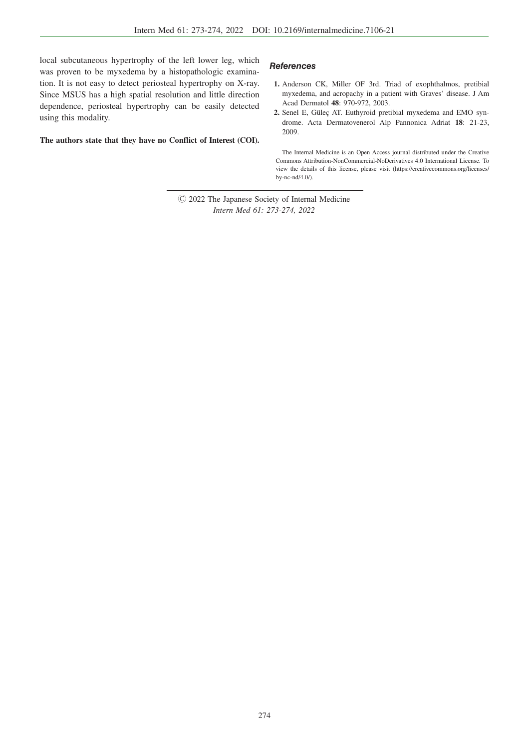local subcutaneous hypertrophy of the left lower leg, which was proven to be myxedema by a histopathologic examination. It is not easy to detect periosteal hypertrophy on X-ray. Since MSUS has a high spatial resolution and little direction dependence, periosteal hypertrophy can be easily detected using this modality.

**The authors state that they have no Conflict of Interest (COI).**

## *References*

1. Anderson CK, Miller OF 3rd. Triad of exophthalmos, pretibial myxedema, and acropachy in a patient with Graves' disease. J Am Acad Dermatol **48**: 970-972, 2003.
2. Senel E, Güleç AT. Euthyroid pretibial myxedema and EMO syndrome. Acta Dermatovenerol Alp Pannonica Adriat **18**: 21-23, 2009.

The Internal Medicine is an Open Access journal distributed under the Creative Commons Attribution-NonCommercial-NoDerivatives 4.0 International License. To view the details of this license, please visit (https://creativecommons.org/licenses/by-nc-nd/4.0/).

© 2022 The Japanese Society of Internal Medicine